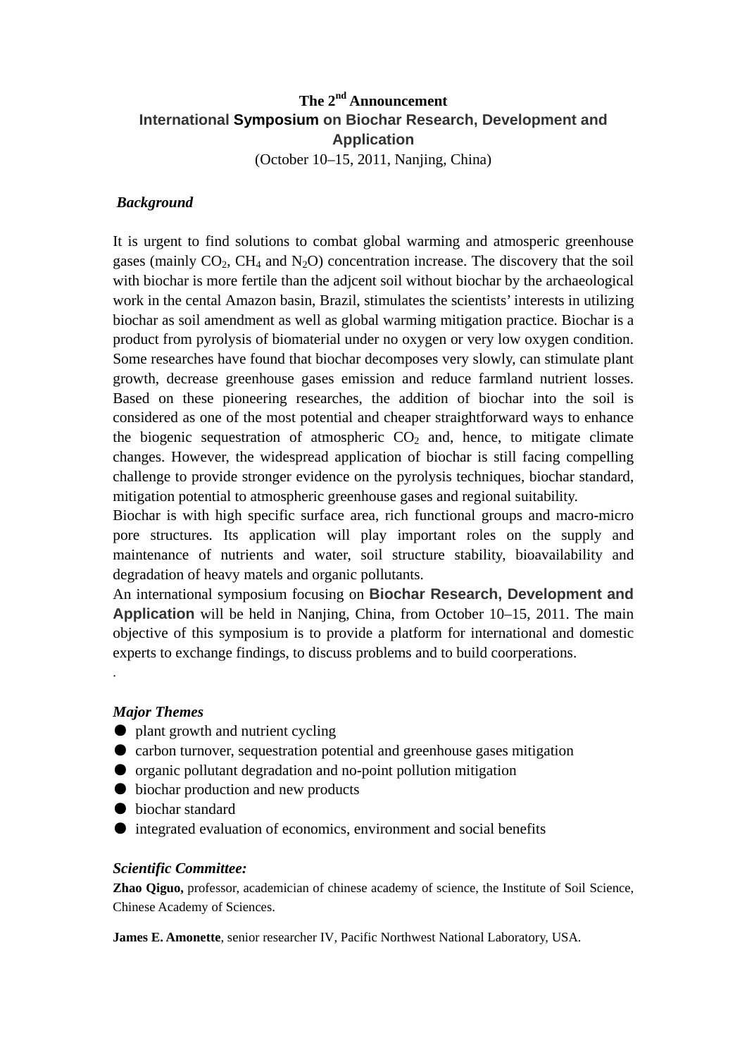**The 2nd Announcement**

# International Symposium on Biochar Research, Development and Application

(October 10–15, 2011, Nanjing, China)

***Background***

It is urgent to find solutions to combat global warming and atmosperic greenhouse gases (mainly $CO_2$, $CH_4$ and $N_2O$) concentration increase. The discovery that the soil with biochar is more fertile than the adjcent soil without biochar by the archaeological work in the cental Amazon basin, Brazil, stimulates the scientists' interests in utilizing biochar as soil amendment as well as global warming mitigation practice. Biochar is a product from pyrolysis of biomaterial under no oxygen or very low oxygen condition. Some researches have found that biochar decomposes very slowly, can stimulate plant growth, decrease greenhouse gases emission and reduce farmland nutrient losses. Based on these pioneering researches, the addition of biochar into the soil is considered as one of the most potential and cheaper straightforward ways to enhance the biogenic sequestration of atmospheric $CO_2$ and, hence, to mitigate climate changes. However, the widespread application of biochar is still facing compelling challenge to provide stronger evidence on the pyrolysis techniques, biochar standard, mitigation potential to atmospheric greenhouse gases and regional suitability.

Biochar is with high specific surface area, rich functional groups and macro-micro pore structures. Its application will play important roles on the supply and maintenance of nutrients and water, soil structure stability, bioavailability and degradation of heavy matels and organic pollutants.

An international symposium focusing on **Biochar Research, Development and Application** will be held in Nanjing, China, from October 10–15, 2011. The main objective of this symposium is to provide a platform for international and domestic experts to exchange findings, to discuss problems and to build coorperations.

.

***Major Themes***

- plant growth and nutrient cycling
- carbon turnover, sequestration potential and greenhouse gases mitigation
- organic pollutant degradation and no-point pollution mitigation
- biochar production and new products
- biochar standard
- integrated evaluation of economics, environment and social benefits

***Scientific Committee:***

**Zhao Qiguo,** professor, academician of chinese academy of science, the Institute of Soil Science, Chinese Academy of Sciences.

**James E. Amonette**, senior researcher IV, Pacific Northwest National Laboratory, USA.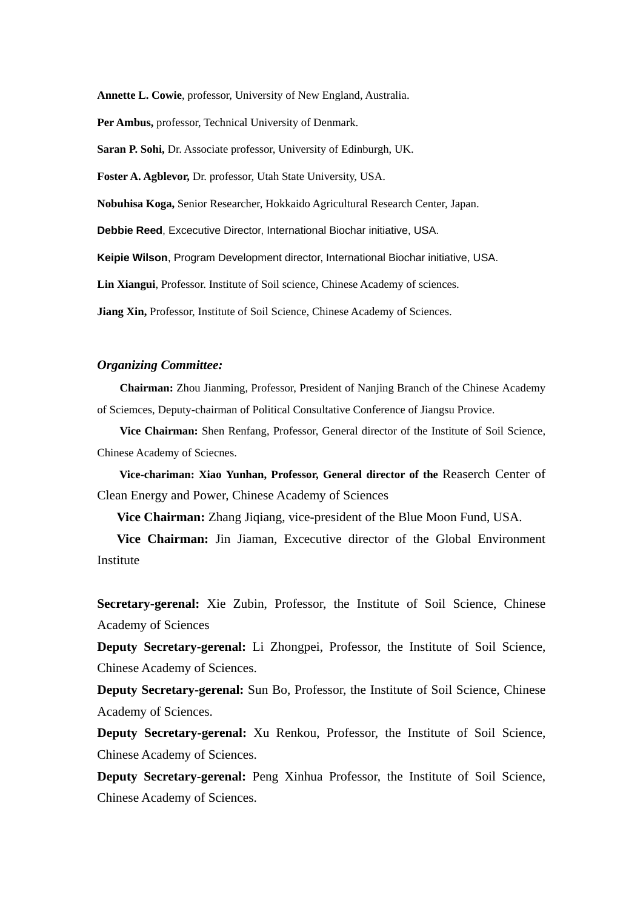**Annette L. Cowie**, professor, University of New England, Australia.

**Per Ambus,** professor, Technical University of Denmark.

**Saran P. Sohi,** Dr. Associate professor, University of Edinburgh, UK.

**Foster A. Agblevor,** Dr. professor, Utah State University, USA.

**Nobuhisa Koga,** Senior Researcher, Hokkaido Agricultural Research Center, Japan.

**Debbie Reed**, Excecutive Director, International Biochar initiative, USA.

**Keipie Wilson**, Program Development director, International Biochar initiative, USA.

**Lin Xiangui**, Professor. Institute of Soil science, Chinese Academy of sciences.

**Jiang Xin,** Professor, Institute of Soil Science, Chinese Academy of Sciences.

***Organizing Committee:***

**Chairman:** Zhou Jianming, Professor, President of Nanjing Branch of the Chinese Academy of Sciemces, Deputy-chairman of Political Consultative Conference of Jiangsu Provice.

**Vice Chairman:** Shen Renfang, Professor, General director of the Institute of Soil Science, Chinese Academy of Sciecnes.

**Vice-chariman: Xiao Yunhan, Professor, General director of the** Reaserch Center of Clean Energy and Power, Chinese Academy of Sciences

**Vice Chairman:** Zhang Jiqiang, vice-president of the Blue Moon Fund, USA.

**Vice Chairman:** Jin Jiaman, Excecutive director of the Global Environment Institute

**Secretary-gerenal:** Xie Zubin, Professor, the Institute of Soil Science, Chinese Academy of Sciences

**Deputy Secretary-gerenal:** Li Zhongpei, Professor, the Institute of Soil Science, Chinese Academy of Sciences.

**Deputy Secretary-gerenal:** Sun Bo, Professor, the Institute of Soil Science, Chinese Academy of Sciences.

**Deputy Secretary-gerenal:** Xu Renkou, Professor, the Institute of Soil Science, Chinese Academy of Sciences.

**Deputy Secretary-gerenal:** Peng Xinhua Professor, the Institute of Soil Science, Chinese Academy of Sciences.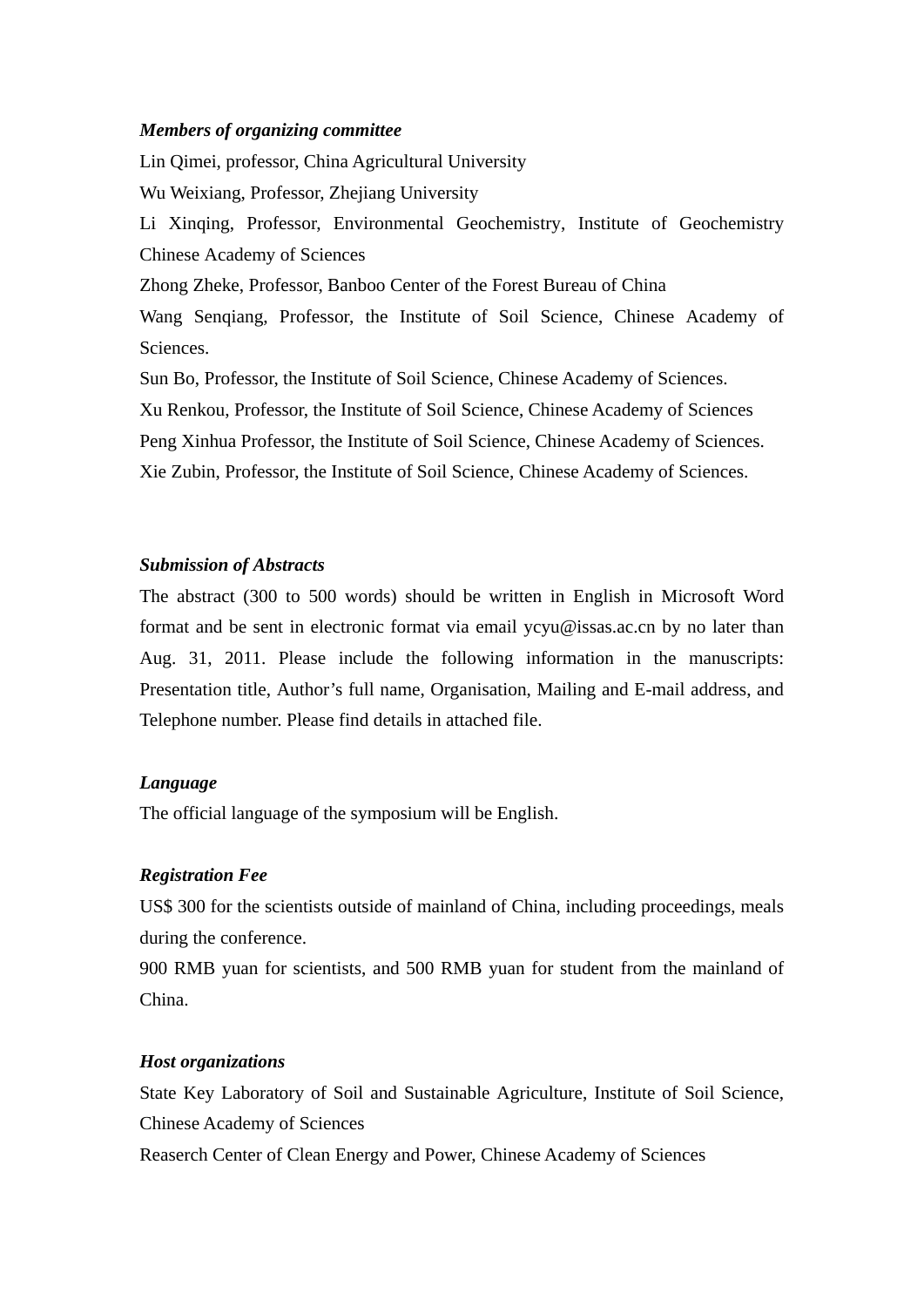***Members of organizing committee***

Lin Qimei, professor, China Agricultural University

Wu Weixiang, Professor, Zhejiang University

Li Xinqing, Professor, Environmental Geochemistry, Institute of Geochemistry Chinese Academy of Sciences

Zhong Zheke, Professor, Banboo Center of the Forest Bureau of China

Wang Senqiang, Professor, the Institute of Soil Science, Chinese Academy of Sciences.

Sun Bo, Professor, the Institute of Soil Science, Chinese Academy of Sciences.

Xu Renkou, Professor, the Institute of Soil Science, Chinese Academy of Sciences

Peng Xinhua Professor, the Institute of Soil Science, Chinese Academy of Sciences.

Xie Zubin, Professor, the Institute of Soil Science, Chinese Academy of Sciences.

***Submission of Abstracts***

The abstract (300 to 500 words) should be written in English in Microsoft Word format and be sent in electronic format via email ycyu@issas.ac.cn by no later than Aug. 31, 2011. Please include the following information in the manuscripts: Presentation title, Author's full name, Organisation, Mailing and E-mail address, and Telephone number. Please find details in attached file.

***Language***

The official language of the symposium will be English.

***Registration Fee***

US$ 300 for the scientists outside of mainland of China, including proceedings, meals during the conference.

900 RMB yuan for scientists, and 500 RMB yuan for student from the mainland of China.

***Host organizations***

State Key Laboratory of Soil and Sustainable Agriculture, Institute of Soil Science, Chinese Academy of Sciences

Reaserch Center of Clean Energy and Power, Chinese Academy of Sciences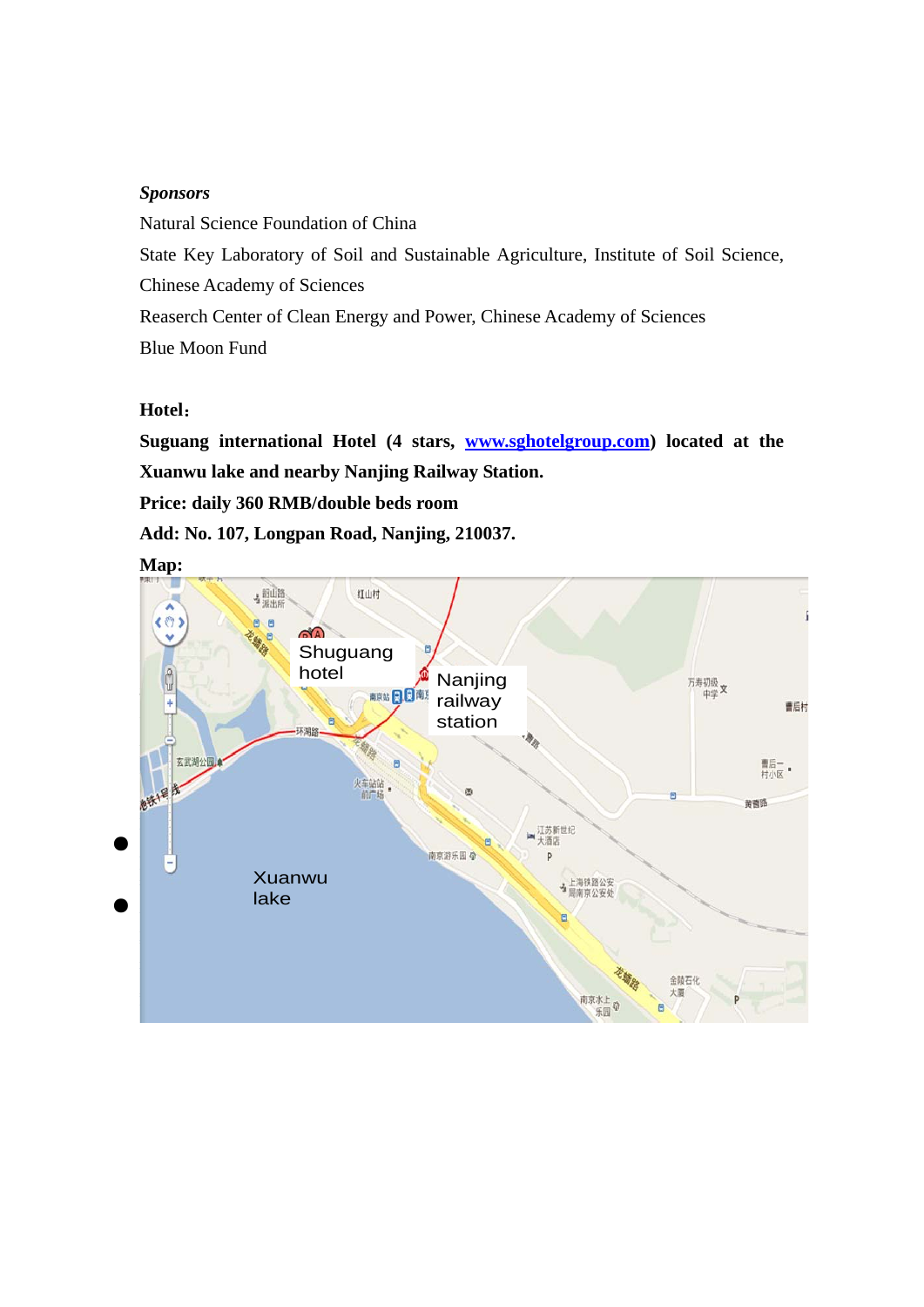***Sponsors***

Natural Science Foundation of China

State Key Laboratory of Soil and Sustainable Agriculture, Institute of Soil Science, Chinese Academy of Sciences

Reaserch Center of Clean Energy and Power, Chinese Academy of Sciences

Blue Moon Fund

**Hotel**：

**Suguang international Hotel (4 stars, www.sghotelgroup.com) located at the Xuanwu lake and nearby Nanjing Railway Station.**

**Price: daily 360 RMB/double beds room**

**Add: No. 107, Longpan Road, Nanjing, 210037.**

**Map:**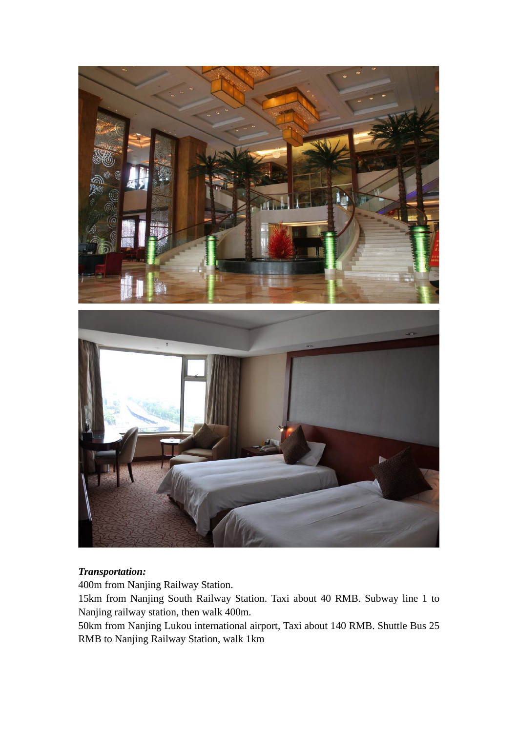***Transportation:***

400m from Nanjing Railway Station.

15km from Nanjing South Railway Station. Taxi about 40 RMB. Subway line 1 to Nanjing railway station, then walk 400m.

50km from Nanjing Lukou international airport, Taxi about 140 RMB. Shuttle Bus 25 RMB to Nanjing Railway Station, walk 1km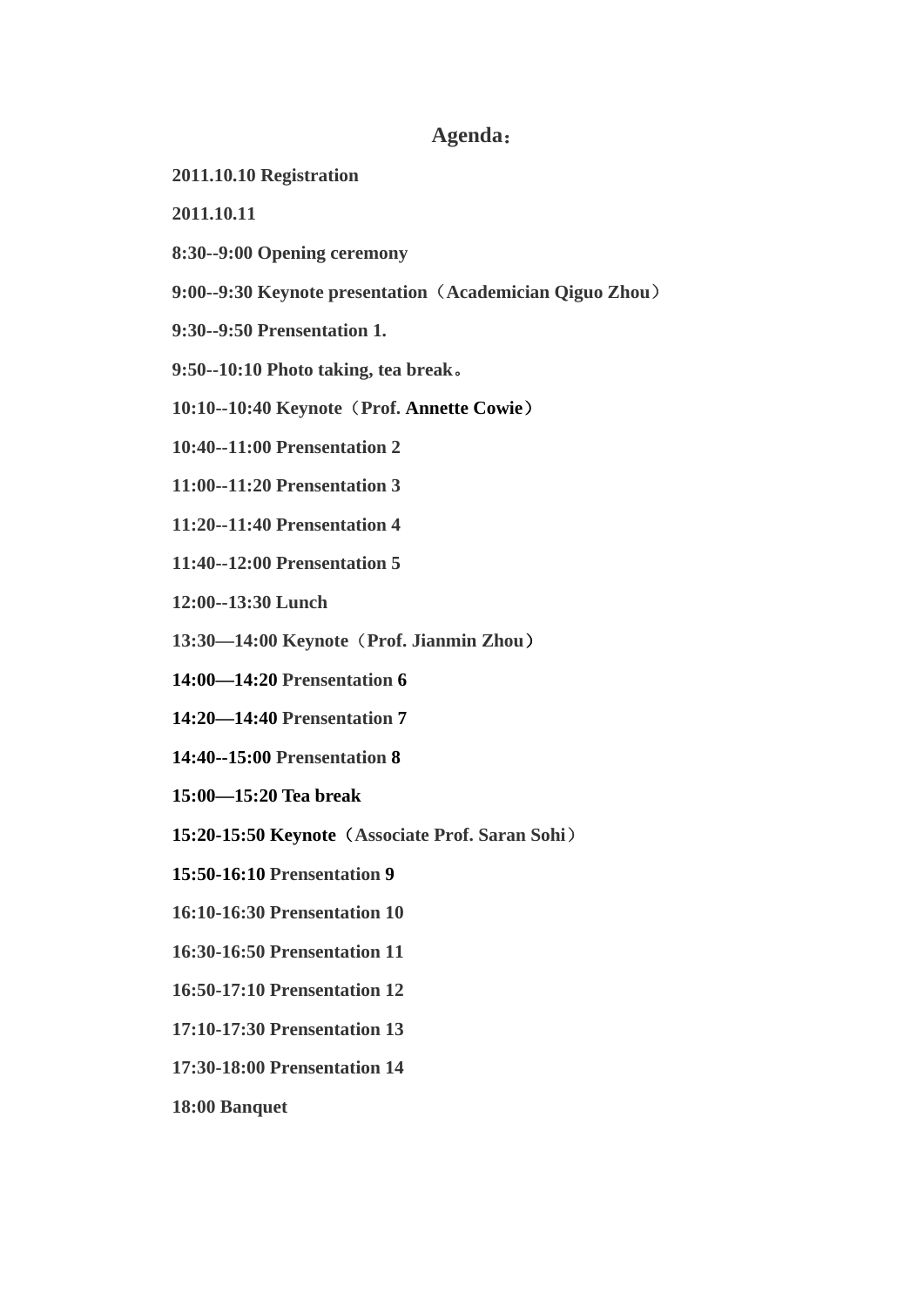# Agenda：

**2011.10.10 Registration**

**2011.10.11**

**8:30--9:00 Opening ceremony**

**9:00--9:30 Keynote presentation（Academician Qiguo Zhou）**

**9:30--9:50 Presentation 1.**

**9:50--10:10 Photo taking, tea break。**

**10:10--10:40 Keynote（Prof. Annette Cowie）**

**10:40--11:00 Prensentation 2**

**11:00--11:20 Prensentation 3**

**11:20--11:40 Prensentation 4**

**11:40--12:00 Prensentation 5**

**12:00--13:30 Lunch**

**13:30—14:00 Keynote（Prof. Jianmin Zhou）**

**14:00—14:20 Prensentation 6**

**14:20—14:40 Prensentation 7**

**14:40--15:00 Prensentation 8**

**15:00—15:20 Tea break**

**15:20-15:50 Keynote（Associate Prof. Saran Sohi）**

**15:50-16:10 Prensentation 9**

**16:10-16:30 Prensentation 10**

**16:30-16:50 Prensentation 11**

**16:50-17:10 Prensentation 12**

**17:10-17:30 Prensentation 13**

**17:30-18:00 Prensentation 14**

**18:00 Banquet**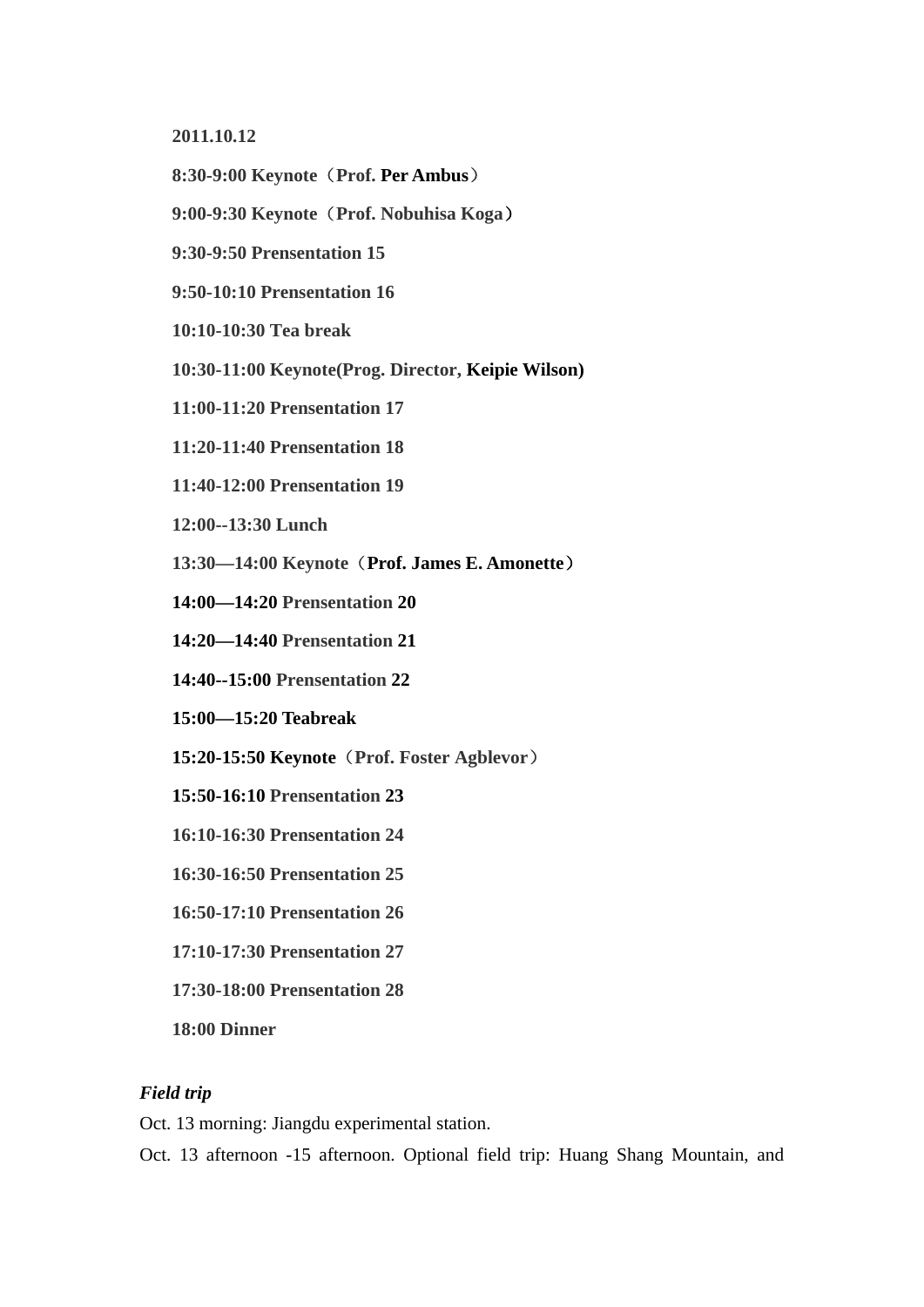**2011.10.12**

**8:30-9:00 Keynote（Prof. Per Ambus）**

**9:00-9:30 Keynote（Prof. Nobuhisa Koga）**

**9:30-9:50 Prensentation 15**

**9:50-10:10 Prensentation 16**

**10:10-10:30 Tea break**

**10:30-11:00 Keynote(Prog. Director, Keipie Wilson)**

**11:00-11:20 Prensentation 17**

**11:20-11:40 Prensentation 18**

**11:40-12:00 Prensentation 19**

**12:00--13:30 Lunch**

**13:30—14:00 Keynote（Prof. James E. Amonette）**

**14:00—14:20 Prensentation 20**

**14:20—14:40 Prensentation 21**

**14:40--15:00 Prensentation 22**

**15:00—15:20 Teabreak**

**15:20-15:50 Keynote（Prof. Foster Agblevor）**

**15:50-16:10 Prensentation 23**

**16:10-16:30 Prensentation 24**

**16:30-16:50 Prensentation 25**

**16:50-17:10 Prensentation 26**

**17:10-17:30 Prensentation 27**

**17:30-18:00 Prensentation 28**

**18:00 Dinner**

***Field trip***

Oct. 13 morning: Jiangdu experimental station.

Oct. 13 afternoon -15 afternoon. Optional field trip: Huang Shang Mountain, and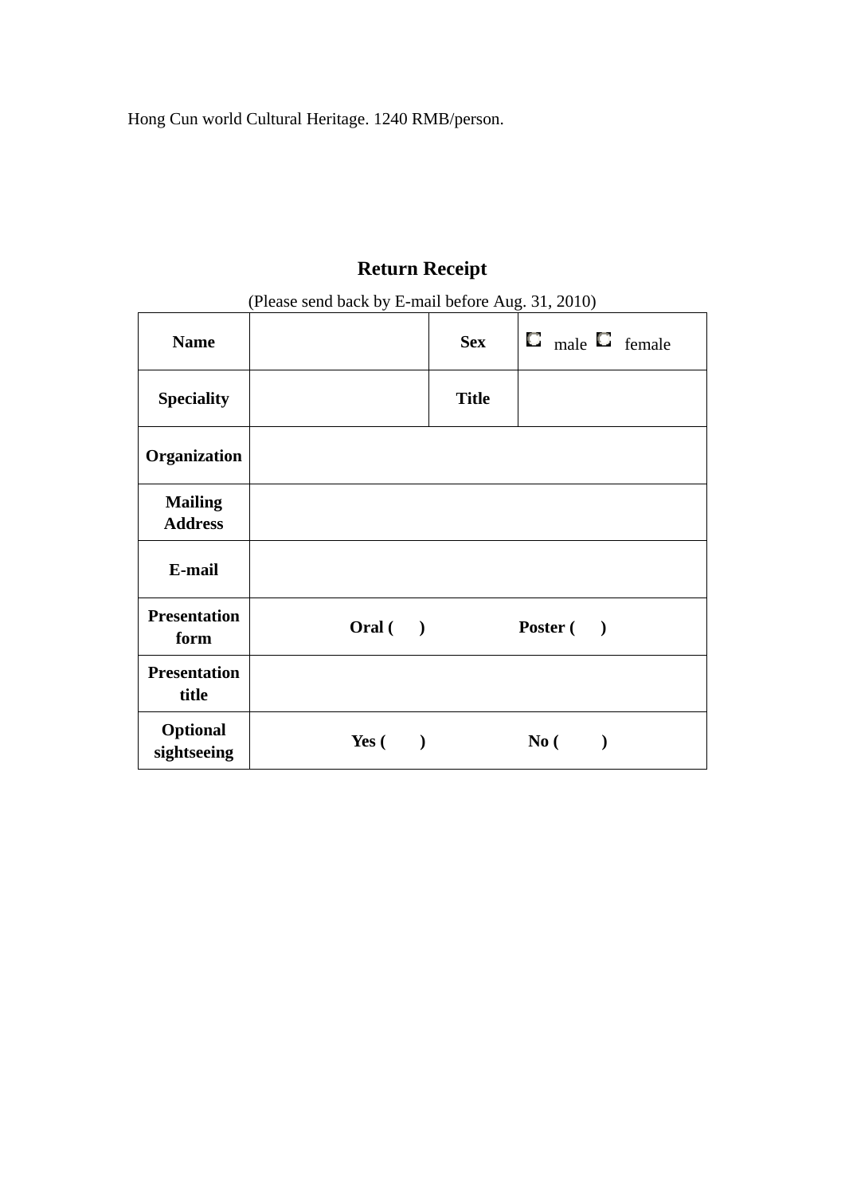Hong Cun world Cultural Heritage. 1240 RMB/person.

# Return Receipt

(Please send back by E-mail before Aug. 31, 2010)

| | | | |
|---|---|---|---|
| **Name** | | **Sex** | ☐ male ☐ female |
| **Speciality** | | **Title** | |
| **Organization** | | | |
| **Mailing Address** | | | |
| **E-mail** | | | |
| **Presentation form** | **Oral ( )** | **Poster ( )** | |
| **Presentation title** | | | |
| **Optional sightseeing** | **Yes ( )** | **No ( )** | |